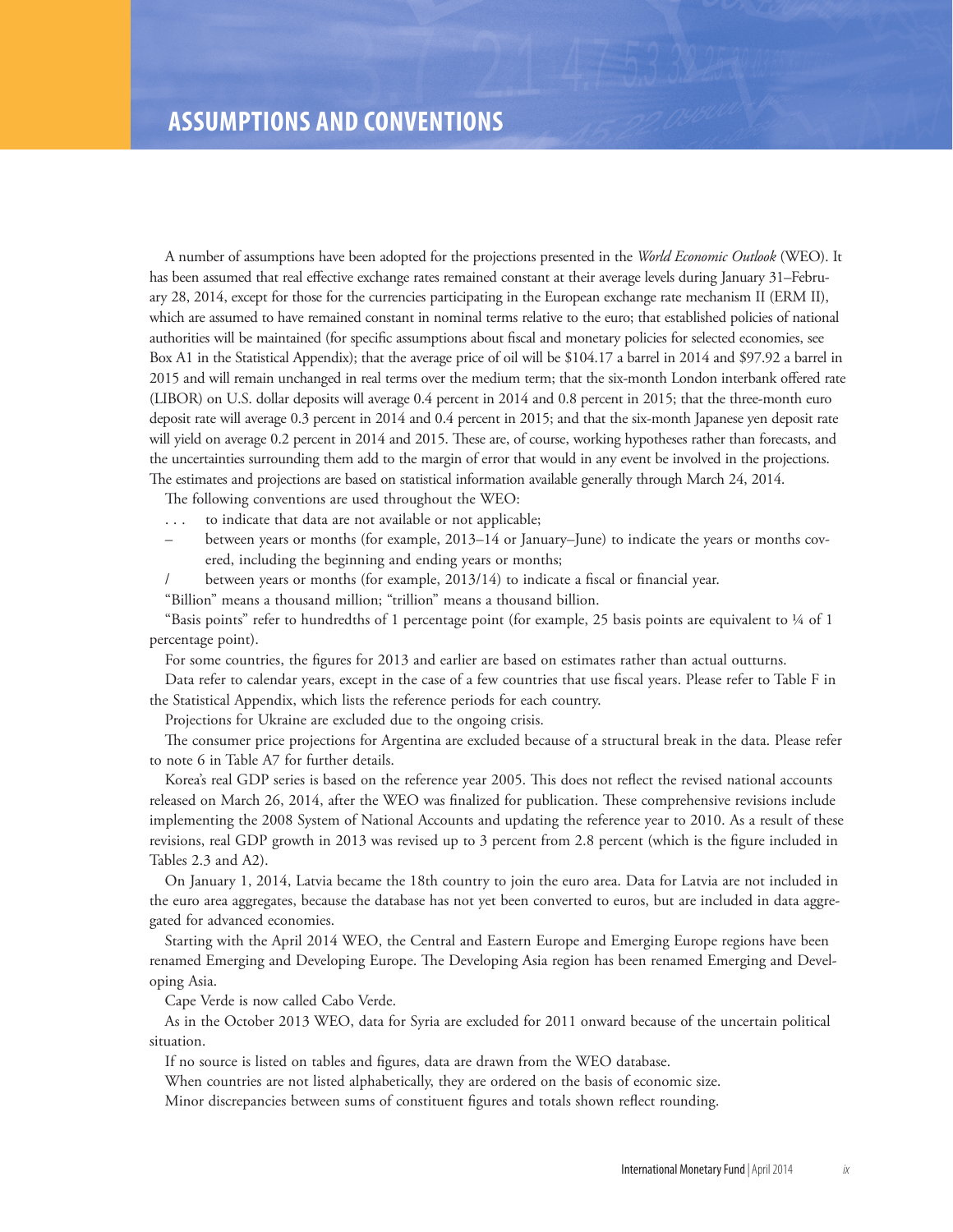# ASSUMPTIONS AND CONVENTIONS

A number of assumptions have been adopted for the projections presented in the *World Economic Outlook* (WEO). It has been assumed that real effective exchange rates remained constant at their average levels during January 31–February 28, 2014, except for those for the currencies participating in the European exchange rate mechanism II (ERM II), which are assumed to have remained constant in nominal terms relative to the euro; that established policies of national authorities will be maintained (for specific assumptions about fiscal and monetary policies for selected economies, see Box A1 in the Statistical Appendix); that the average price of oil will be $104.17 a barrel in 2014 and $97.92 a barrel in 2015 and will remain unchanged in real terms over the medium term; that the six-month London interbank offered rate (LIBOR) on U.S. dollar deposits will average 0.4 percent in 2014 and 0.8 percent in 2015; that the three-month euro deposit rate will average 0.3 percent in 2014 and 0.4 percent in 2015; and that the six-month Japanese yen deposit rate will yield on average 0.2 percent in 2014 and 2015. These are, of course, working hypotheses rather than forecasts, and the uncertainties surrounding them add to the margin of error that would in any event be involved in the projections. The estimates and projections are based on statistical information available generally through March 24, 2014.

The following conventions are used throughout the WEO:

- . . . to indicate that data are not available or not applicable;
- – between years or months (for example, 2013–14 or January–June) to indicate the years or months covered, including the beginning and ending years or months;
- / between years or months (for example, 2013/14) to indicate a fiscal or financial year.

"Billion" means a thousand million; "trillion" means a thousand billion.

"Basis points" refer to hundredths of 1 percentage point (for example, 25 basis points are equivalent to ¼ of 1 percentage point).

For some countries, the figures for 2013 and earlier are based on estimates rather than actual outturns.

Data refer to calendar years, except in the case of a few countries that use fiscal years. Please refer to Table F in the Statistical Appendix, which lists the reference periods for each country.

Projections for Ukraine are excluded due to the ongoing crisis.

The consumer price projections for Argentina are excluded because of a structural break in the data. Please refer to note 6 in Table A7 for further details.

Korea's real GDP series is based on the reference year 2005. This does not reflect the revised national accounts released on March 26, 2014, after the WEO was finalized for publication. These comprehensive revisions include implementing the 2008 System of National Accounts and updating the reference year to 2010. As a result of these revisions, real GDP growth in 2013 was revised up to 3 percent from 2.8 percent (which is the figure included in Tables 2.3 and A2).

On January 1, 2014, Latvia became the 18th country to join the euro area. Data for Latvia are not included in the euro area aggregates, because the database has not yet been converted to euros, but are included in data aggregated for advanced economies.

Starting with the April 2014 WEO, the Central and Eastern Europe and Emerging Europe regions have been renamed Emerging and Developing Europe. The Developing Asia region has been renamed Emerging and Developing Asia.

Cape Verde is now called Cabo Verde.

As in the October 2013 WEO, data for Syria are excluded for 2011 onward because of the uncertain political situation.

If no source is listed on tables and figures, data are drawn from the WEO database.

When countries are not listed alphabetically, they are ordered on the basis of economic size.

Minor discrepancies between sums of constituent figures and totals shown reflect rounding.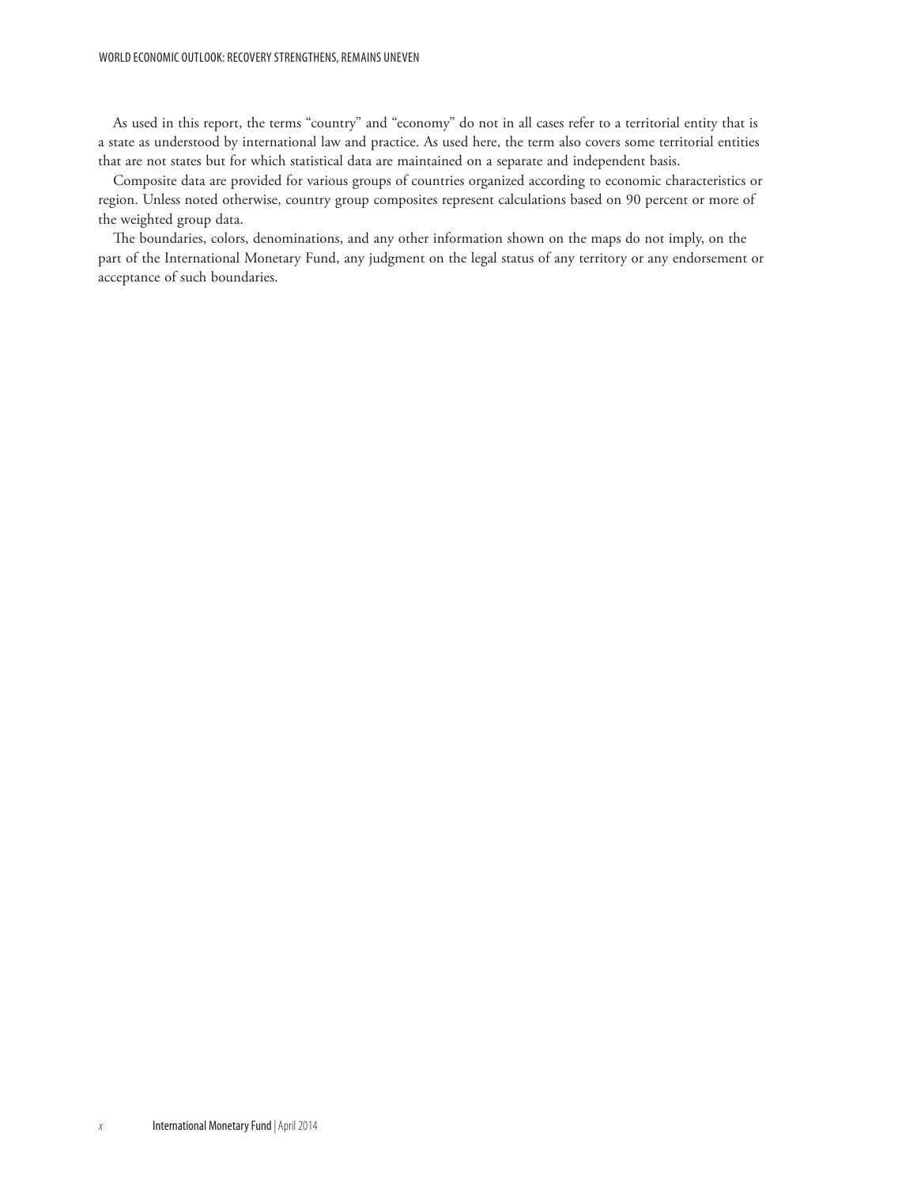As used in this report, the terms “country” and “economy” do not in all cases refer to a territorial entity that is a state as understood by international law and practice. As used here, the term also covers some territorial entities that are not states but for which statistical data are maintained on a separate and independent basis.

Composite data are provided for various groups of countries organized according to economic characteristics or region. Unless noted otherwise, country group composites represent calculations based on 90 percent or more of the weighted group data.

The boundaries, colors, denominations, and any other information shown on the maps do not imply, on the part of the International Monetary Fund, any judgment on the legal status of any territory or any endorsement or acceptance of such boundaries.